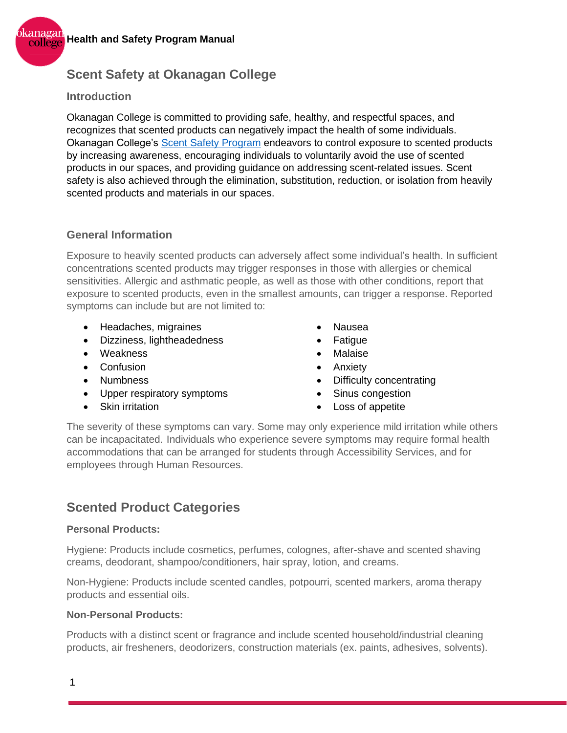# Scent Safety at Okanagan College

## Introduction

Okanagan College is committed to providing safe, healthy, and respectful spaces, and recognizes that scented products can negatively impact the health of some individuals. Okanagan College's [Scent Safety Program]() endeavors to control exposure to scented products by increasing awareness, encouraging individuals to voluntarily avoid the use of scented products in our spaces, and providing guidance on addressing scent-related issues. Scent safety is also achieved through the elimination, substitution, reduction, or isolation from heavily scented products and materials in our spaces.

## General Information

Exposure to heavily scented products can adversely affect some individual's health. In sufficient concentrations scented products may trigger responses in those with allergies or chemical sensitivities. Allergic and asthmatic people, as well as those with other conditions, report that exposure to scented products, even in the smallest amounts, can trigger a response. Reported symptoms can include but are not limited to:

- Headaches, migraines
- Dizziness, lightheadedness
- Weakness
- Confusion
- Numbness
- Upper respiratory symptoms
- Skin irritation
- Nausea
- Fatigue
- Malaise
- Anxiety
- Difficulty concentrating
- Sinus congestion
- Loss of appetite

The severity of these symptoms can vary. Some may only experience mild irritation while others can be incapacitated. Individuals who experience severe symptoms may require formal health accommodations that can be arranged for students through Accessibility Services, and for employees through Human Resources.

# Scented Product Categories

### Personal Products:

Hygiene: Products include cosmetics, perfumes, colognes, after-shave and scented shaving creams, deodorant, shampoo/conditioners, hair spray, lotion, and creams.

Non-Hygiene: Products include scented candles, potpourri, scented markers, aroma therapy products and essential oils.

### Non-Personal Products:

Products with a distinct scent or fragrance and include scented household/industrial cleaning products, air fresheners, deodorizers, construction materials (ex. paints, adhesives, solvents).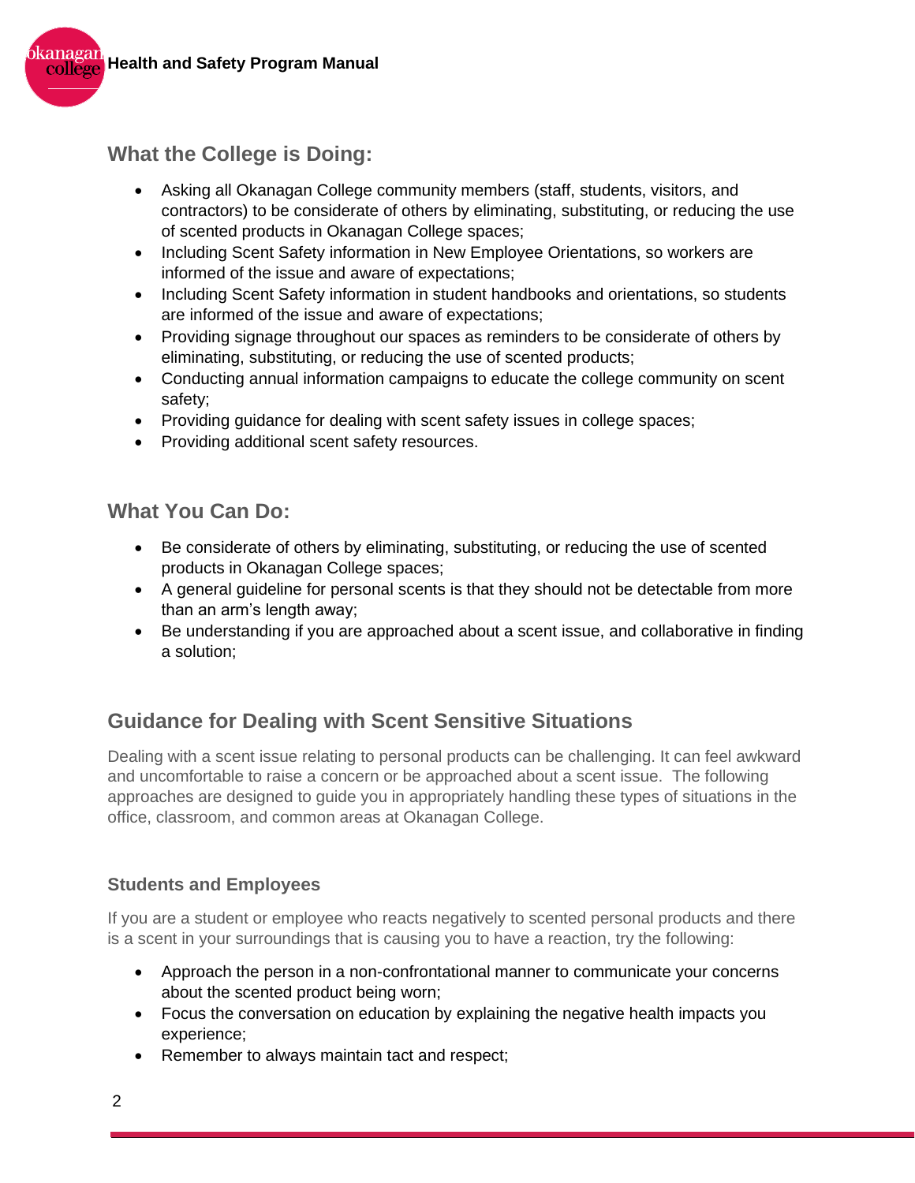## What the College is Doing:

- Asking all Okanagan College community members (staff, students, visitors, and contractors) to be considerate of others by eliminating, substituting, or reducing the use of scented products in Okanagan College spaces;
- Including Scent Safety information in New Employee Orientations, so workers are informed of the issue and aware of expectations;
- Including Scent Safety information in student handbooks and orientations, so students are informed of the issue and aware of expectations;
- Providing signage throughout our spaces as reminders to be considerate of others by eliminating, substituting, or reducing the use of scented products;
- Conducting annual information campaigns to educate the college community on scent safety;
- Providing guidance for dealing with scent safety issues in college spaces;
- Providing additional scent safety resources.

## What You Can Do:

- Be considerate of others by eliminating, substituting, or reducing the use of scented products in Okanagan College spaces;
- A general guideline for personal scents is that they should not be detectable from more than an arm's length away;
- Be understanding if you are approached about a scent issue, and collaborative in finding a solution;

## Guidance for Dealing with Scent Sensitive Situations

Dealing with a scent issue relating to personal products can be challenging. It can feel awkward and uncomfortable to raise a concern or be approached about a scent issue. The following approaches are designed to guide you in appropriately handling these types of situations in the office, classroom, and common areas at Okanagan College.

### Students and Employees

If you are a student or employee who reacts negatively to scented personal products and there is a scent in your surroundings that is causing you to have a reaction, try the following:

- Approach the person in a non-confrontational manner to communicate your concerns about the scented product being worn;
- Focus the conversation on education by explaining the negative health impacts you experience;
- Remember to always maintain tact and respect;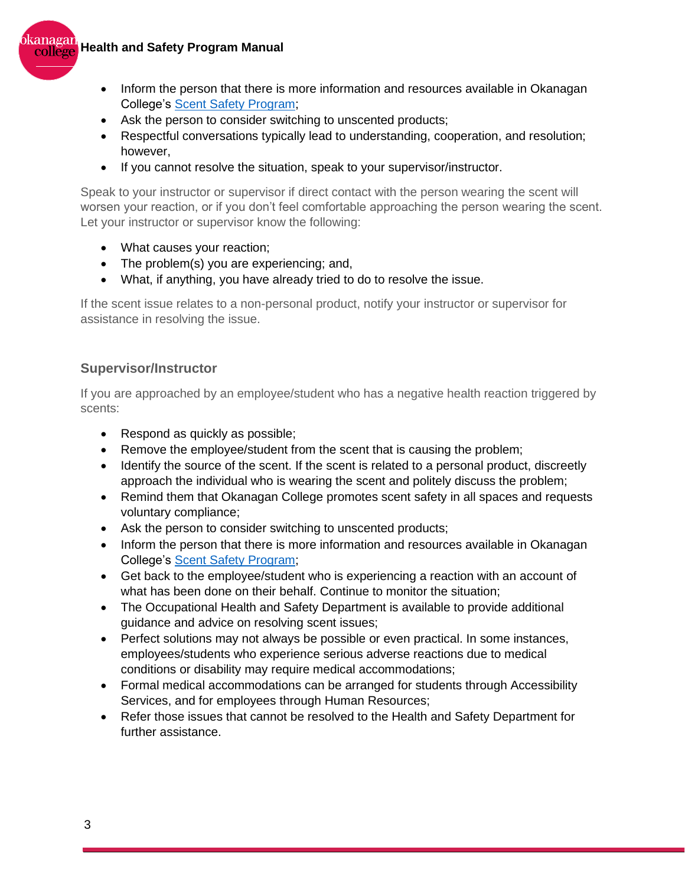- Inform the person that there is more information and resources available in Okanagan College's [Scent Safety Program](#);
- Ask the person to consider switching to unscented products;
- Respectful conversations typically lead to understanding, cooperation, and resolution; however,
- If you cannot resolve the situation, speak to your supervisor/instructor.

Speak to your instructor or supervisor if direct contact with the person wearing the scent will worsen your reaction, or if you don't feel comfortable approaching the person wearing the scent. Let your instructor or supervisor know the following:

- What causes your reaction;
- The problem(s) you are experiencing; and,
- What, if anything, you have already tried to do to resolve the issue.

If the scent issue relates to a non-personal product, notify your instructor or supervisor for assistance in resolving the issue.

### Supervisor/Instructor

If you are approached by an employee/student who has a negative health reaction triggered by scents:

- Respond as quickly as possible;
- Remove the employee/student from the scent that is causing the problem;
- Identify the source of the scent. If the scent is related to a personal product, discreetly approach the individual who is wearing the scent and politely discuss the problem;
- Remind them that Okanagan College promotes scent safety in all spaces and requests voluntary compliance;
- Ask the person to consider switching to unscented products;
- Inform the person that there is more information and resources available in Okanagan College's [Scent Safety Program](#);
- Get back to the employee/student who is experiencing a reaction with an account of what has been done on their behalf. Continue to monitor the situation;
- The Occupational Health and Safety Department is available to provide additional guidance and advice on resolving scent issues;
- Perfect solutions may not always be possible or even practical. In some instances, employees/students who experience serious adverse reactions due to medical conditions or disability may require medical accommodations;
- Formal medical accommodations can be arranged for students through Accessibility Services, and for employees through Human Resources;
- Refer those issues that cannot be resolved to the Health and Safety Department for further assistance.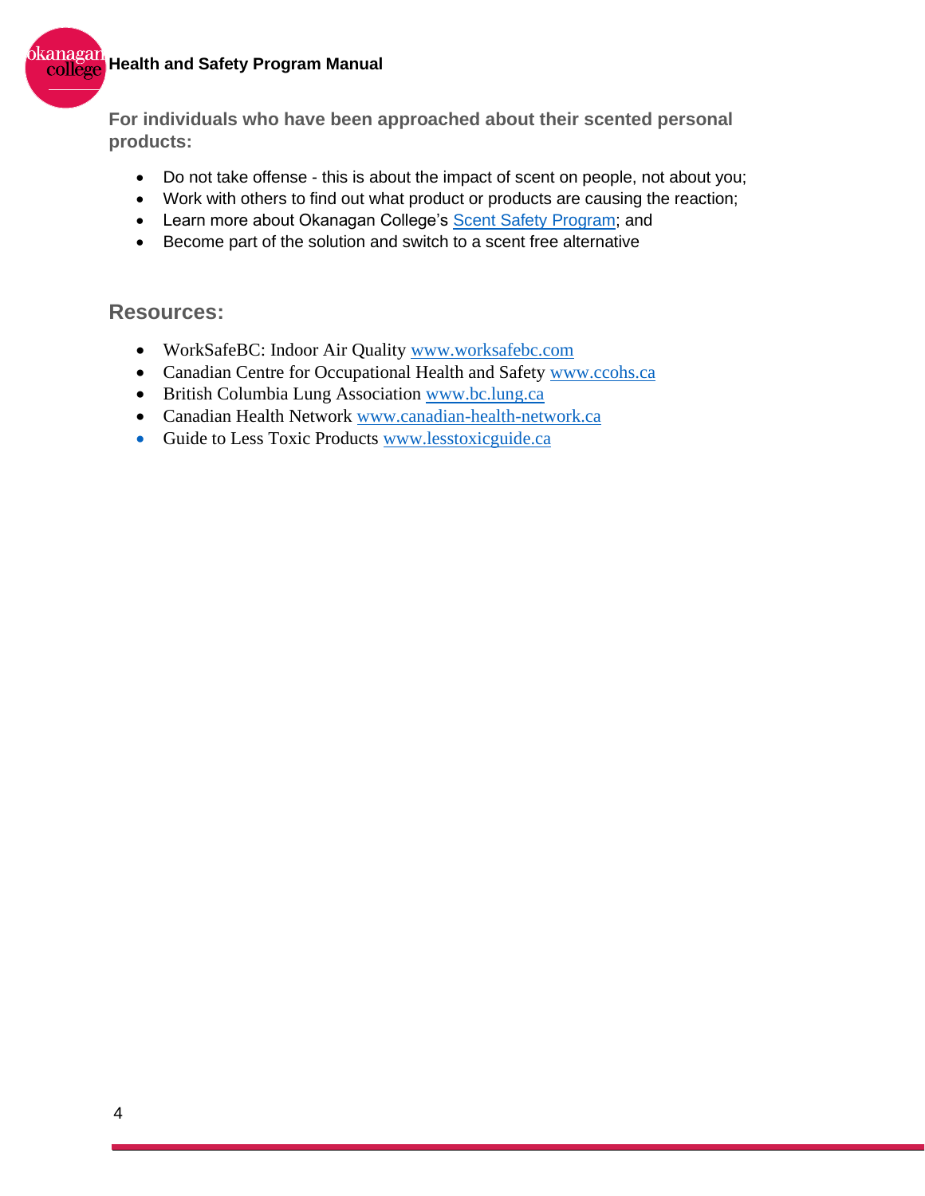### For individuals who have been approached about their scented personal products:

- Do not take offense - this is about the impact of scent on people, not about you;
- Work with others to find out what product or products are causing the reaction;
- Learn more about Okanagan College's Scent Safety Program; and
- Become part of the solution and switch to a scent free alternative

## Resources:

- WorkSafeBC: Indoor Air Quality www.worksafebc.com
- Canadian Centre for Occupational Health and Safety www.ccohs.ca
- British Columbia Lung Association www.bc.lung.ca
- Canadian Health Network www.canadian-health-network.ca
- Guide to Less Toxic Products www.lesstoxicguide.ca